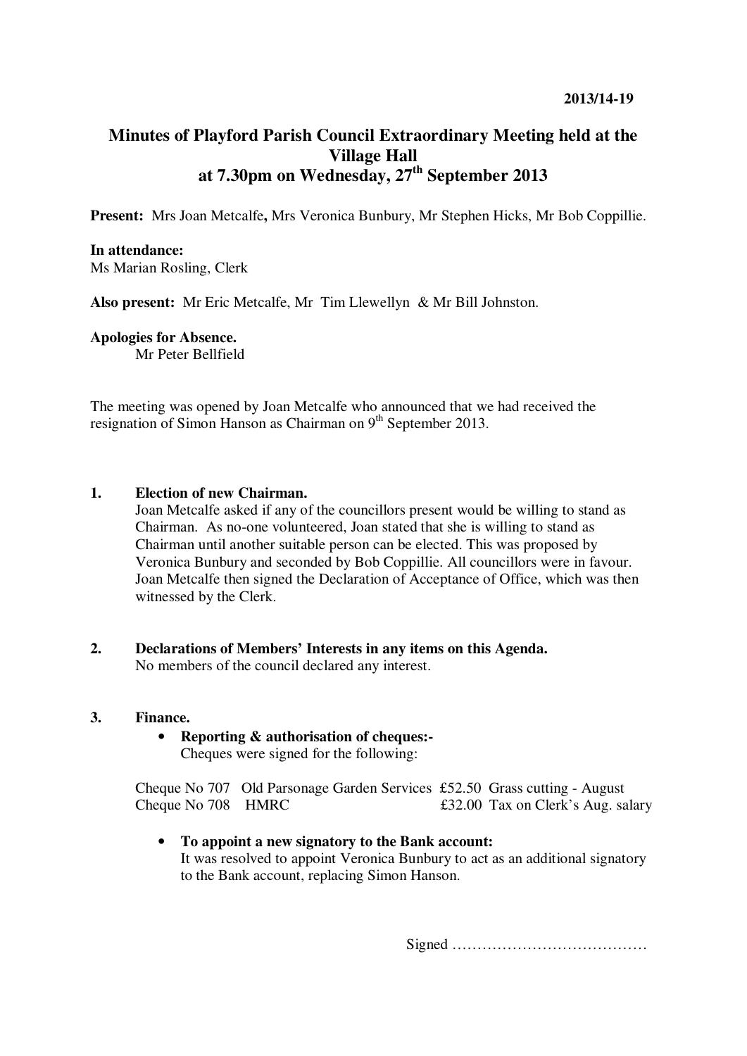**2013/14-19**

# Minutes of Playford Parish Council Extraordinary Meeting held at the Village Hall at 7.30pm on Wednesday, 27th September 2013

**Present:** Mrs Joan Metcalfe**,** Mrs Veronica Bunbury, Mr Stephen Hicks, Mr Bob Coppillie.

**In attendance:**
Ms Marian Rosling, Clerk

**Also present:** Mr Eric Metcalfe, Mr Tim Llewellyn & Mr Bill Johnston.

**Apologies for Absence.**
Mr Peter Bellfield

The meeting was opened by Joan Metcalfe who announced that we had received the resignation of Simon Hanson as Chairman on 9th September 2013.

**1. Election of new Chairman.**

Joan Metcalfe asked if any of the councillors present would be willing to stand as Chairman. As no-one volunteered, Joan stated that she is willing to stand as Chairman until another suitable person can be elected. This was proposed by Veronica Bunbury and seconded by Bob Coppillie. All councillors were in favour. Joan Metcalfe then signed the Declaration of Acceptance of Office, which was then witnessed by the Clerk.

**2. Declarations of Members' Interests in any items on this Agenda.**

No members of the council declared any interest.

**3. Finance.**

- **Reporting & authorisation of cheques:-**
  Cheques were signed for the following:

| | | | |
|---|---|---|---|
| Cheque No 707 | Old Parsonage Garden Services | £52.50 | Grass cutting - August |
| Cheque No 708 | HMRC | £32.00 | Tax on Clerk's Aug. salary |

- **To appoint a new signatory to the Bank account:**
  It was resolved to appoint Veronica Bunbury to act as an additional signatory to the Bank account, replacing Simon Hanson.

Signed …………………………………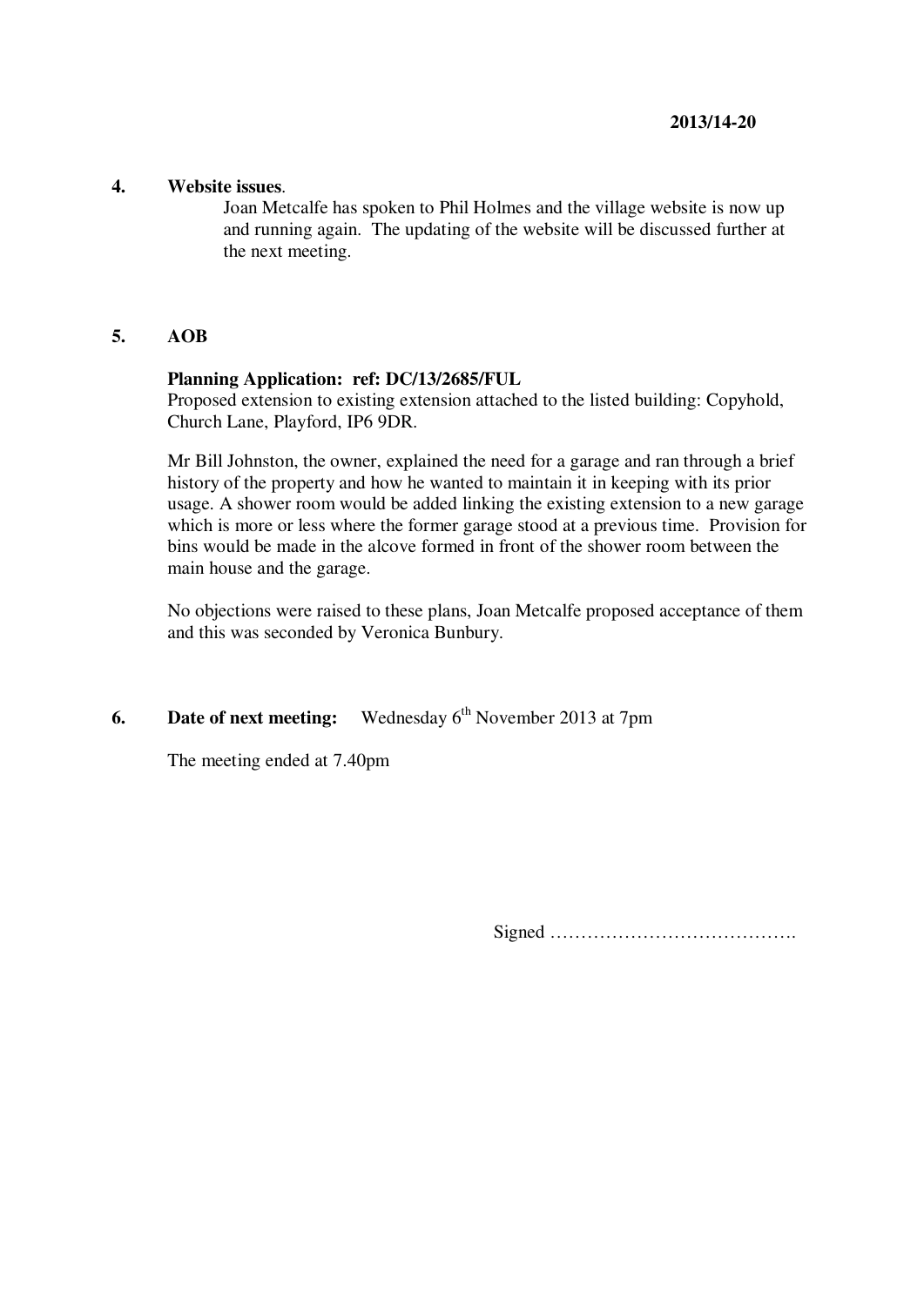**2013/14-20**

**4. Website issues**.

Joan Metcalfe has spoken to Phil Holmes and the village website is now up and running again. The updating of the website will be discussed further at the next meeting.

**5. AOB**

**Planning Application: ref: DC/13/2685/FUL**

Proposed extension to existing extension attached to the listed building: Copyhold, Church Lane, Playford, IP6 9DR.

Mr Bill Johnston, the owner, explained the need for a garage and ran through a brief history of the property and how he wanted to maintain it in keeping with its prior usage. A shower room would be added linking the existing extension to a new garage which is more or less where the former garage stood at a previous time. Provision for bins would be made in the alcove formed in front of the shower room between the main house and the garage.

No objections were raised to these plans, Joan Metcalfe proposed acceptance of them and this was seconded by Veronica Bunbury.

**6. Date of next meeting:** Wednesday 6th November 2013 at 7pm

The meeting ended at 7.40pm

Signed ………………………………….